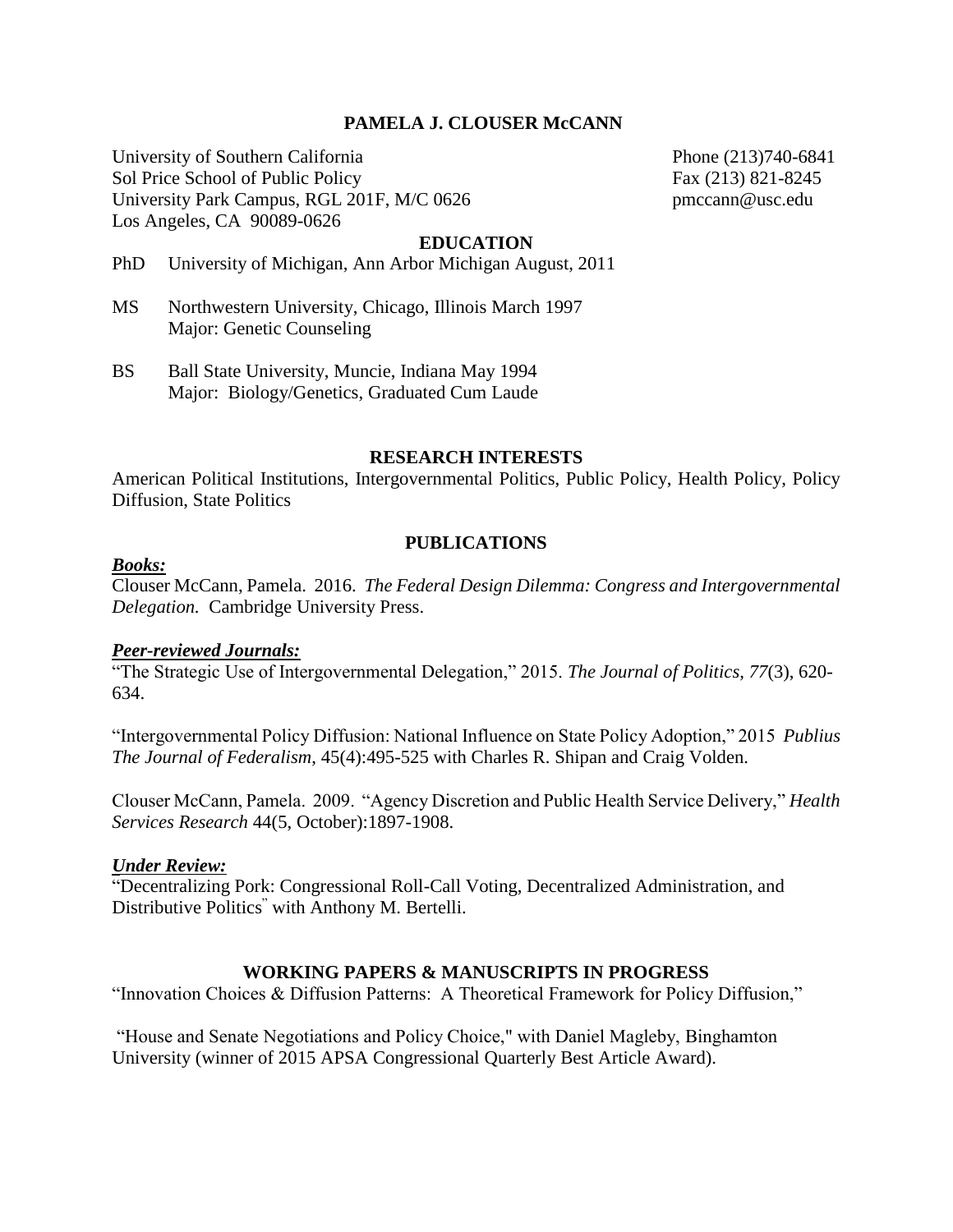# PAMELA J. CLOUSER McCANN

University of Southern California
Sol Price School of Public Policy
University Park Campus, RGL 201F, M/C 0626
Los Angeles, CA 90089-0626

Phone (213)740-6841
Fax (213) 821-8245
pmccann@usc.edu

## EDUCATION

PhD University of Michigan, Ann Arbor Michigan August, 2011

MS Northwestern University, Chicago, Illinois March 1997
Major: Genetic Counseling

BS Ball State University, Muncie, Indiana May 1994
Major: Biology/Genetics, Graduated Cum Laude

## RESEARCH INTERESTS

American Political Institutions, Intergovernmental Politics, Public Policy, Health Policy, Policy Diffusion, State Politics

## PUBLICATIONS

### *Books:*

Clouser McCann, Pamela. 2016. *The Federal Design Dilemma: Congress and Intergovernmental Delegation.* Cambridge University Press.

### *Peer-reviewed Journals:*

"The Strategic Use of Intergovernmental Delegation," 2015. *The Journal of Politics, 77*(3), 620-634.

"Intergovernmental Policy Diffusion: National Influence on State Policy Adoption," 2015 *Publius The Journal of Federalism*, 45(4):495-525 with Charles R. Shipan and Craig Volden.

Clouser McCann, Pamela. 2009. "Agency Discretion and Public Health Service Delivery," *Health Services Research* 44(5, October):1897-1908.

### *Under Review:*

"Decentralizing Pork: Congressional Roll-Call Voting, Decentralized Administration, and Distributive Politics" with Anthony M. Bertelli.

## WORKING PAPERS & MANUSCRIPTS IN PROGRESS

"Innovation Choices & Diffusion Patterns: A Theoretical Framework for Policy Diffusion,"

"House and Senate Negotiations and Policy Choice," with Daniel Magleby, Binghamton University (winner of 2015 APSA Congressional Quarterly Best Article Award).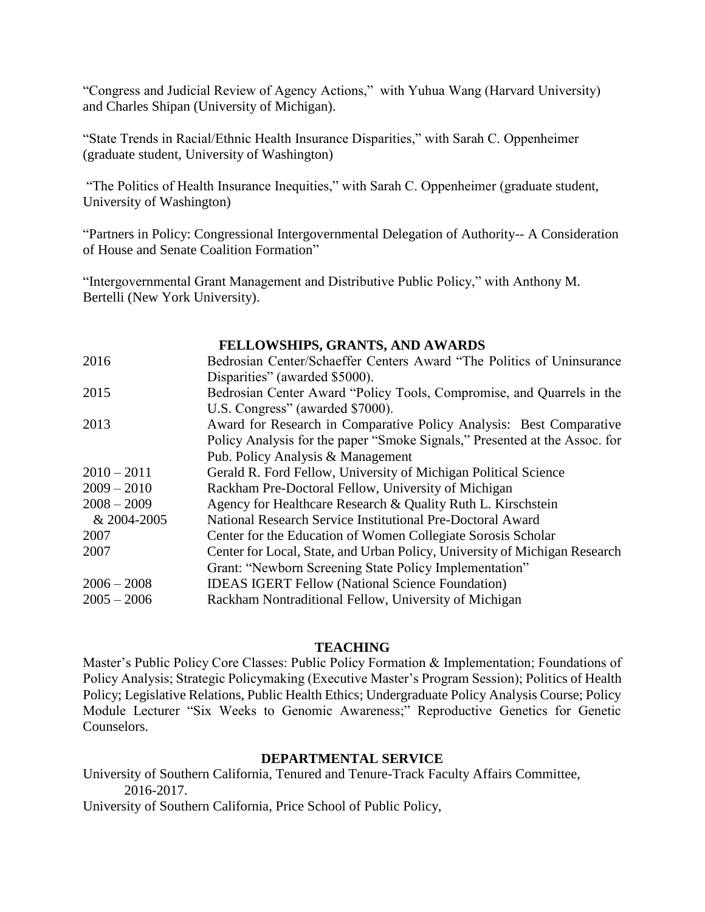"Congress and Judicial Review of Agency Actions," with Yuhua Wang (Harvard University) and Charles Shipan (University of Michigan).

"State Trends in Racial/Ethnic Health Insurance Disparities," with Sarah C. Oppenheimer (graduate student, University of Washington)

"The Politics of Health Insurance Inequities," with Sarah C. Oppenheimer (graduate student, University of Washington)

"Partners in Policy: Congressional Intergovernmental Delegation of Authority-- A Consideration of House and Senate Coalition Formation"

"Intergovernmental Grant Management and Distributive Public Policy," with Anthony M. Bertelli (New York University).

## FELLOWSHIPS, GRANTS, AND AWARDS

| | |
|---|---|
| 2016 | Bedrosian Center/Schaeffer Centers Award "The Politics of Uninsurance Disparities" (awarded $5000). |
| 2015 | Bedrosian Center Award "Policy Tools, Compromise, and Quarrels in the U.S. Congress" (awarded $7000). |
| 2013 | Award for Research in Comparative Policy Analysis: Best Comparative Policy Analysis for the paper "Smoke Signals," Presented at the Assoc. for Pub. Policy Analysis & Management |
| 2010 – 2011 | Gerald R. Ford Fellow, University of Michigan Political Science |
| 2009 – 2010 | Rackham Pre-Doctoral Fellow, University of Michigan |
| 2008 – 2009 & 2004-2005 | Agency for Healthcare Research & Quality Ruth L. Kirschstein National Research Service Institutional Pre-Doctoral Award |
| 2007 | Center for the Education of Women Collegiate Sorosis Scholar |
| 2007 | Center for Local, State, and Urban Policy, University of Michigan Research Grant: "Newborn Screening State Policy Implementation" |
| 2006 – 2008 | IDEAS IGERT Fellow (National Science Foundation) |
| 2005 – 2006 | Rackham Nontraditional Fellow, University of Michigan |

## TEACHING

Master's Public Policy Core Classes: Public Policy Formation & Implementation; Foundations of Policy Analysis; Strategic Policymaking (Executive Master's Program Session); Politics of Health Policy; Legislative Relations, Public Health Ethics; Undergraduate Policy Analysis Course; Policy Module Lecturer "Six Weeks to Genomic Awareness;" Reproductive Genetics for Genetic Counselors.

## DEPARTMENTAL SERVICE

University of Southern California, Tenured and Tenure-Track Faculty Affairs Committee, 2016-2017.

University of Southern California, Price School of Public Policy,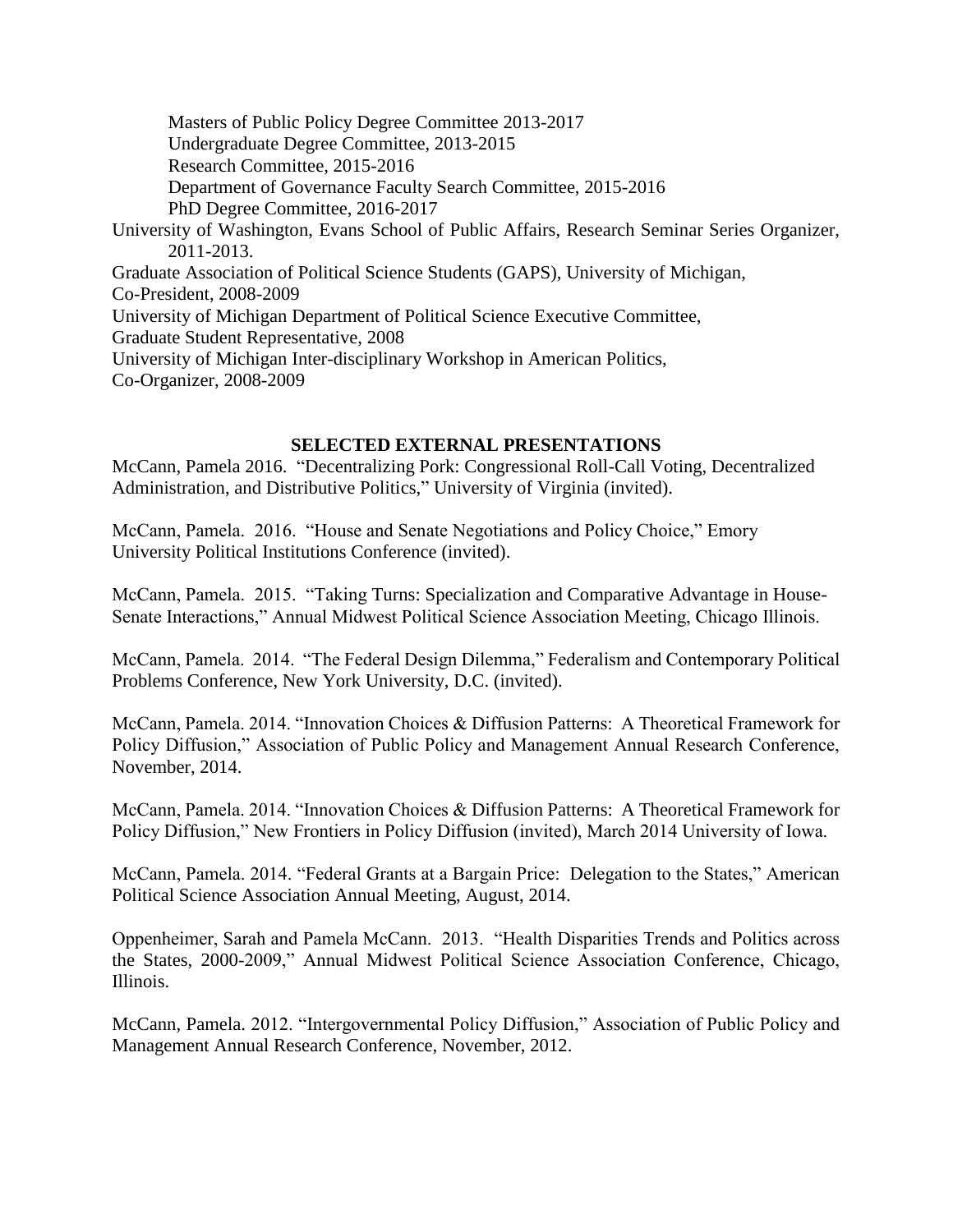Masters of Public Policy Degree Committee 2013-2017
Undergraduate Degree Committee, 2013-2015
Research Committee, 2015-2016
Department of Governance Faculty Search Committee, 2015-2016
PhD Degree Committee, 2016-2017

University of Washington, Evans School of Public Affairs, Research Seminar Series Organizer, 2011-2013.

Graduate Association of Political Science Students (GAPS), University of Michigan, Co-President, 2008-2009

University of Michigan Department of Political Science Executive Committee, Graduate Student Representative, 2008

University of Michigan Inter-disciplinary Workshop in American Politics, Co-Organizer, 2008-2009

## SELECTED EXTERNAL PRESENTATIONS

McCann, Pamela 2016. "Decentralizing Pork: Congressional Roll-Call Voting, Decentralized Administration, and Distributive Politics," University of Virginia (invited).

McCann, Pamela. 2016. "House and Senate Negotiations and Policy Choice," Emory University Political Institutions Conference (invited).

McCann, Pamela. 2015. "Taking Turns: Specialization and Comparative Advantage in House-Senate Interactions," Annual Midwest Political Science Association Meeting, Chicago Illinois.

McCann, Pamela. 2014. "The Federal Design Dilemma," Federalism and Contemporary Political Problems Conference, New York University, D.C. (invited).

McCann, Pamela. 2014. "Innovation Choices & Diffusion Patterns: A Theoretical Framework for Policy Diffusion," Association of Public Policy and Management Annual Research Conference, November, 2014.

McCann, Pamela. 2014. "Innovation Choices & Diffusion Patterns: A Theoretical Framework for Policy Diffusion," New Frontiers in Policy Diffusion (invited), March 2014 University of Iowa.

McCann, Pamela. 2014. "Federal Grants at a Bargain Price: Delegation to the States," American Political Science Association Annual Meeting, August, 2014.

Oppenheimer, Sarah and Pamela McCann. 2013. "Health Disparities Trends and Politics across the States, 2000-2009," Annual Midwest Political Science Association Conference, Chicago, Illinois.

McCann, Pamela. 2012. "Intergovernmental Policy Diffusion," Association of Public Policy and Management Annual Research Conference, November, 2012.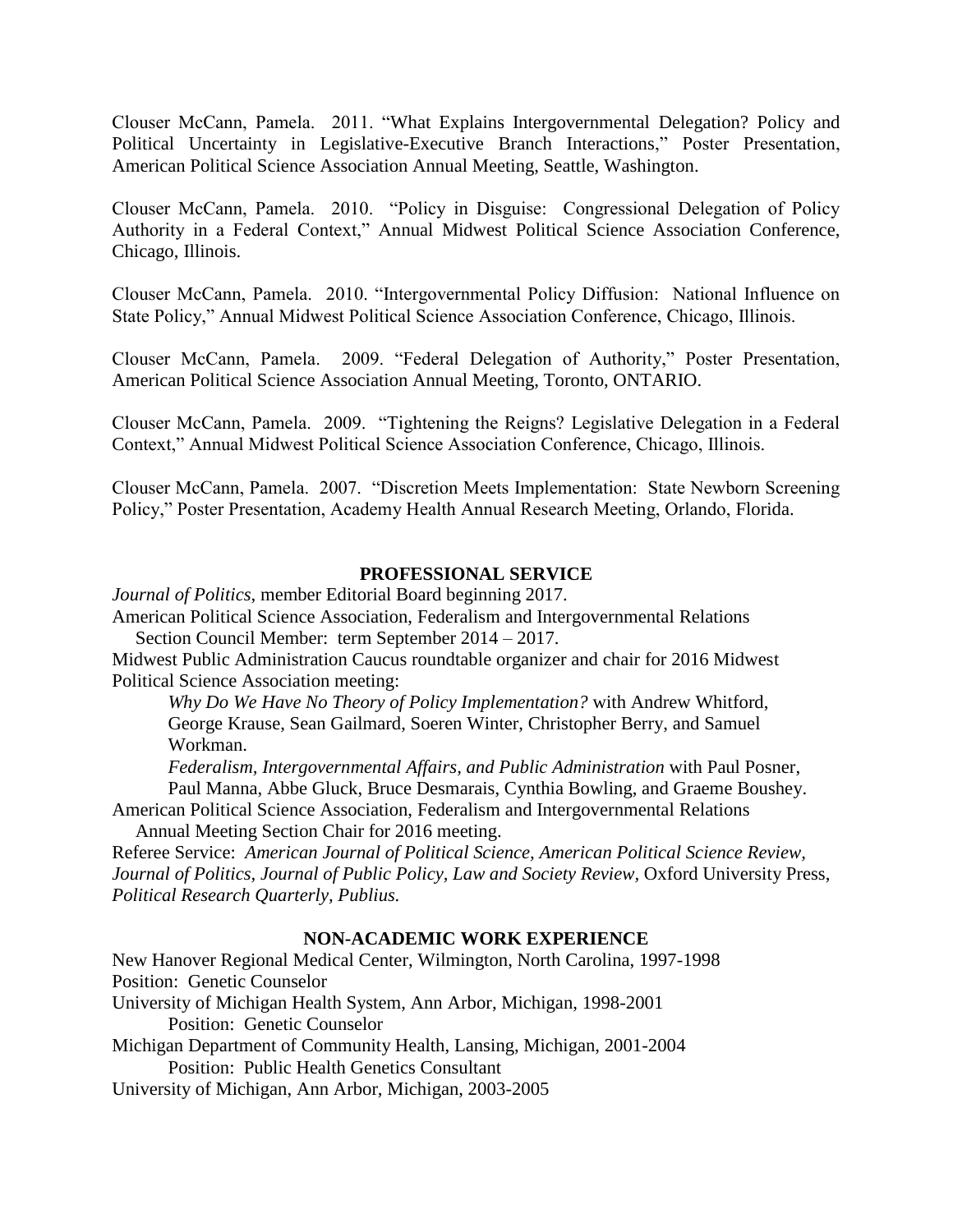Clouser McCann, Pamela. 2011. "What Explains Intergovernmental Delegation? Policy and Political Uncertainty in Legislative-Executive Branch Interactions," Poster Presentation, American Political Science Association Annual Meeting, Seattle, Washington.

Clouser McCann, Pamela. 2010. "Policy in Disguise: Congressional Delegation of Policy Authority in a Federal Context," Annual Midwest Political Science Association Conference, Chicago, Illinois.

Clouser McCann, Pamela. 2010. "Intergovernmental Policy Diffusion: National Influence on State Policy," Annual Midwest Political Science Association Conference, Chicago, Illinois.

Clouser McCann, Pamela. 2009. "Federal Delegation of Authority," Poster Presentation, American Political Science Association Annual Meeting, Toronto, ONTARIO.

Clouser McCann, Pamela. 2009. "Tightening the Reigns? Legislative Delegation in a Federal Context," Annual Midwest Political Science Association Conference, Chicago, Illinois.

Clouser McCann, Pamela. 2007. "Discretion Meets Implementation: State Newborn Screening Policy," Poster Presentation, Academy Health Annual Research Meeting, Orlando, Florida.

## PROFESSIONAL SERVICE

*Journal of Politics*, member Editorial Board beginning 2017.

American Political Science Association, Federalism and Intergovernmental Relations Section Council Member: term September 2014 – 2017.

Midwest Public Administration Caucus roundtable organizer and chair for 2016 Midwest Political Science Association meeting:

- *Why Do We Have No Theory of Policy Implementation?* with Andrew Whitford, George Krause, Sean Gailmard, Soeren Winter, Christopher Berry, and Samuel Workman.
- *Federalism, Intergovernmental Affairs, and Public Administration* with Paul Posner, Paul Manna, Abbe Gluck, Bruce Desmarais, Cynthia Bowling, and Graeme Boushey.

American Political Science Association, Federalism and Intergovernmental Relations Annual Meeting Section Chair for 2016 meeting.

Referee Service: *American Journal of Political Science, American Political Science Review, Journal of Politics, Journal of Public Policy, Law and Society Review,* Oxford University Press, *Political Research Quarterly, Publius.*

## NON-ACADEMIC WORK EXPERIENCE

New Hanover Regional Medical Center, Wilmington, North Carolina, 1997-1998
Position: Genetic Counselor

University of Michigan Health System, Ann Arbor, Michigan, 1998-2001
Position: Genetic Counselor

Michigan Department of Community Health, Lansing, Michigan, 2001-2004
Position: Public Health Genetics Consultant

University of Michigan, Ann Arbor, Michigan, 2003-2005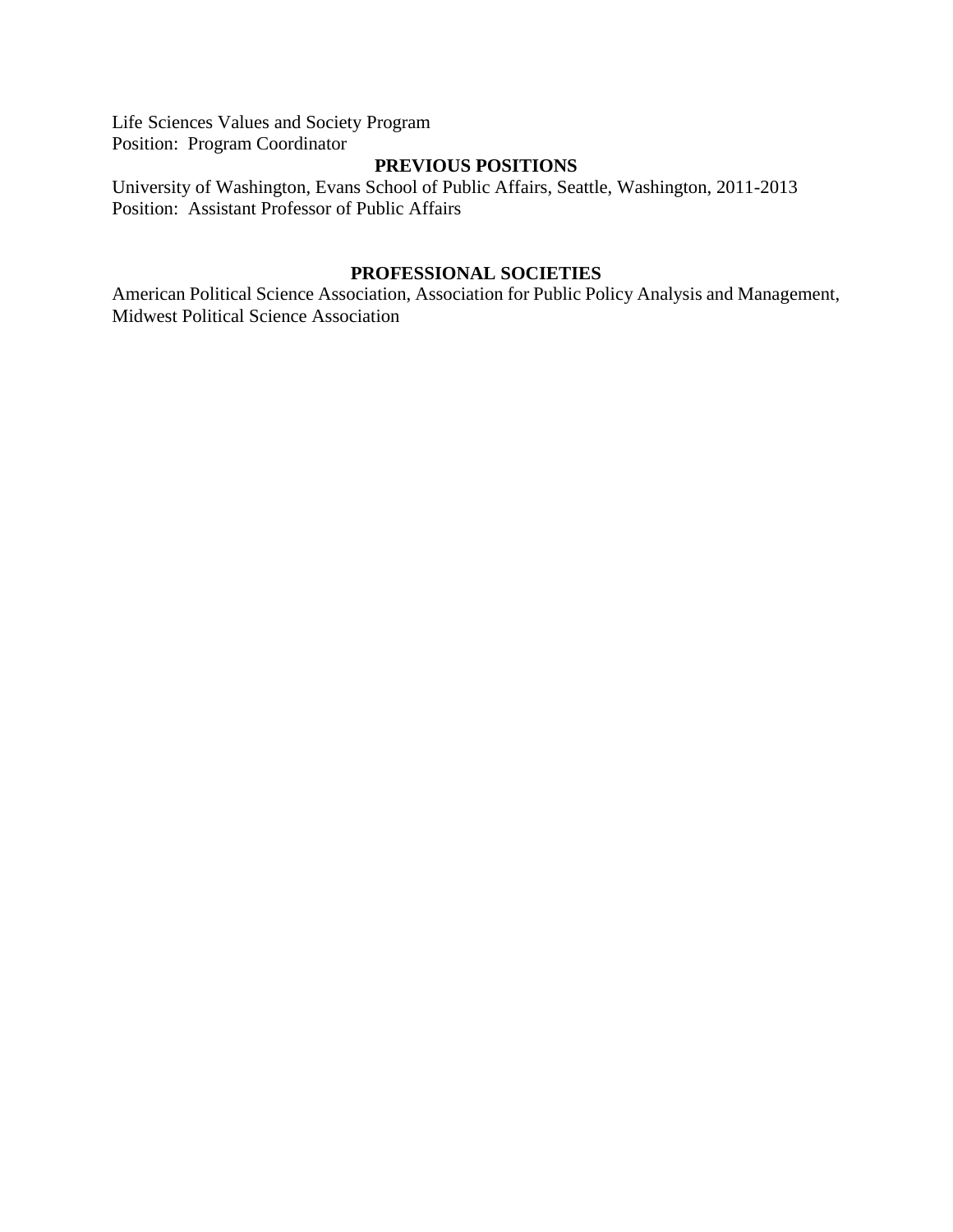Life Sciences Values and Society Program
Position: Program Coordinator

## PREVIOUS POSITIONS

University of Washington, Evans School of Public Affairs, Seattle, Washington, 2011-2013
Position: Assistant Professor of Public Affairs

## PROFESSIONAL SOCIETIES

American Political Science Association, Association for Public Policy Analysis and Management, Midwest Political Science Association